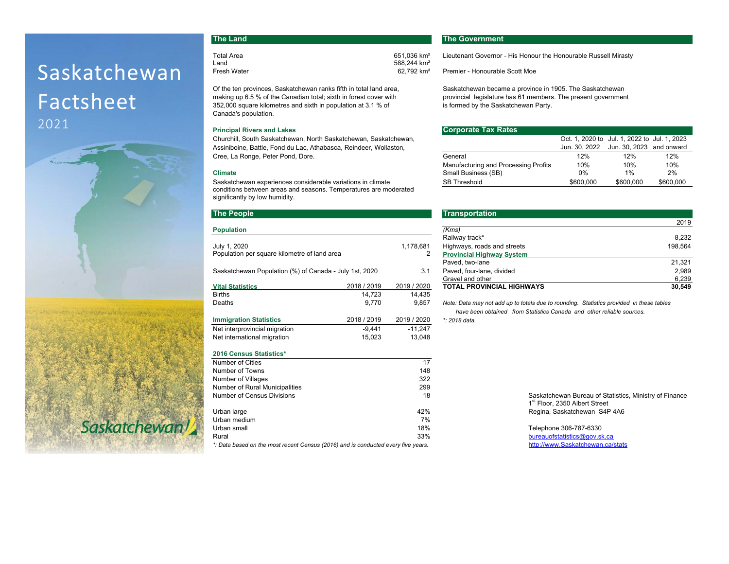# Saskatchewan Factsheet
2021

## The Land

| | |
|---|---|
| Total Area | 651,036 km² |
| Land | 588,244 km² |
| Fresh Water | 62,792 km² |

Of the ten provinces, Saskatchewan ranks fifth in total land area, making up 6.5 % of the Canadian total; sixth in forest cover with 352,000 square kilometres and sixth in population at 3.1 % of Canada's population.

### Principal Rivers and Lakes

Churchill, South Saskatchewan, North Saskatchewan, Saskatchewan, Assiniboine, Battle, Fond du Lac, Athabasca, Reindeer, Wollaston, Cree, La Ronge, Peter Pond, Dore.

### Climate

Saskatchewan experiences considerable variations in climate conditions between areas and seasons. Temperatures are moderated significantly by low humidity.

## The People

### Population

| | |
|---|---|
| July 1, 2020 | 1,178,681 |
| Population per square kilometre of land area | 2 |
| Saskatchewan Population (%) of Canada - July 1st, 2020 | 3.1 |

| Vital Statistics | 2018 / 2019 | 2019 / 2020 |
|---|---|---|
| Births | 14,723 | 14,435 |
| Deaths | 9,770 | 9,857 |

| Immigration Statistics | 2018 / 2019 | 2019 / 2020 |
|---|---|---|
| Net interprovincial migration | -9,441 | -11,247 |
| Net international migration | 15,023 | 13,048 |

| 2016 Census Statistics* | |
|---|---|
| Number of Cities | 17 |
| Number of Towns | 148 |
| Number of Villages | 322 |
| Number of Rural Municipalities | 299 |
| Number of Census Divisions | 18 |
| Urban large | 42% |
| Urban medium | 7% |
| Urban small | 18% |
| Rural | 33% |

*\*: Data based on the most recent Census (2016) and is conducted every five years.*

## The Government

Lieutenant Governor - His Honour the Honourable Russell Mirasty

Premier - Honourable Scott Moe

Saskatchewan became a province in 1905. The Saskatchewan provincial legislature has 61 members. The present government is formed by the Saskatchewan Party.

## Corporate Tax Rates

| | Oct. 1, 2020 to Jun. 30, 2022 | Jul. 1, 2022 to Jun. 30, 2023 | Jul. 1, 2023 and onward |
|---|---|---|---|
| General | 12% | 12% | 12% |
| Manufacturing and Processing Profits | 10% | 10% | 10% |
| Small Business (SB) | 0% | 1% | 2% |
| SB Threshold | $600,000 | $600,000 | $600,000 |

## Transportation

| *(Kms)* | 2019 |
|---|---|
| Railway track* | 8,232 |
| Highways, roads and streets | 198,564 |
| **Provincial Highway System** | |
| Paved, two-lane | 21,321 |
| Paved, four-lane, divided | 2,989 |
| Gravel and other | 6,239 |
| **TOTAL PROVINCIAL HIGHWAYS** | **30,549** |

*Note: Data may not add up to totals due to rounding. Statistics provided in these tables have been obtained from Statistics Canada and other reliable sources.*

*\*: 2018 data.*

Saskatchewan Bureau of Statistics, Ministry of Finance
1st Floor, 2350 Albert Street
Regina, Saskatchewan S4P 4A6

Telephone 306-787-6330
bureauofstatistics@gov.sk.ca
http://www.Saskatchewan.ca/stats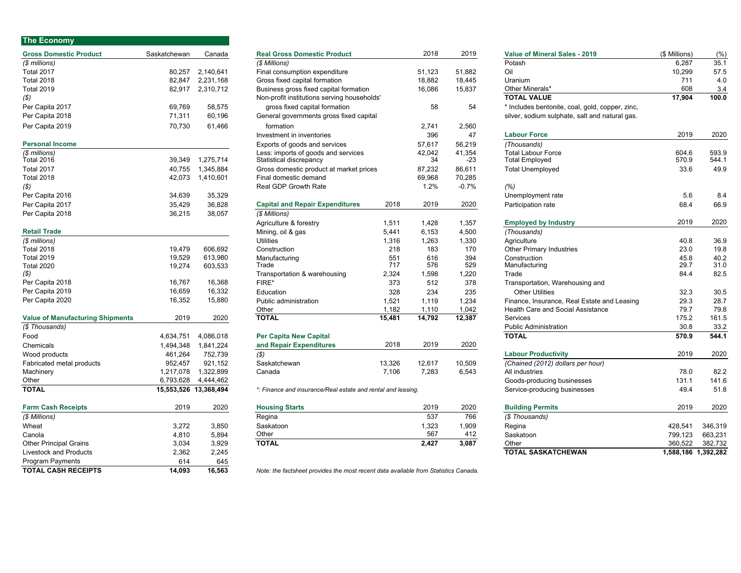## The Economy

| Gross Domestic Product | Saskatchewan | Canada |
|---|---|---|
| *($ millions)* | | |
| Total 2017 | 80,257 | 2,140,641 |
| Total 2018 | 82,847 | 2,231,168 |
| Total 2019 | 82,917 | 2,310,712 |
| *($)* | | |
| Per Capita 2017 | 69,769 | 58,575 |
| Per Capita 2018 | 71,311 | 60,196 |
| Per Capita 2019 | 70,730 | 61,466 |

| Personal Income | | |
|---|---|---|
| *($ millions)* | | |
| Total 2016 | 39,349 | 1,275,714 |
| Total 2017 | 40,755 | 1,345,884 |
| Total 2018 | 42,073 | 1,410,601 |
| *($)* | | |
| Per Capita 2016 | 34,639 | 35,329 |
| Per Capita 2017 | 35,429 | 36,828 |
| Per Capita 2018 | 36,215 | 38,057 |

| Retail Trade | | |
|---|---|---|
| *($ millions)* | | |
| Total 2018 | 19,479 | 606,692 |
| Total 2019 | 19,529 | 613,980 |
| Total 2020 | 19,274 | 603,533 |
| *($)* | | |
| Per Capita 2018 | 16,767 | 16,368 |
| Per Capita 2019 | 16,659 | 16,332 |
| Per Capita 2020 | 16,352 | 15,880 |

| Value of Manufacturing Shipments | 2019 | 2020 |
|---|---|---|
| *($ Thousands)* | | |
| Food | 4,634,751 | 4,086,018 |
| Chemicals | 1,494,348 | 1,841,224 |
| Wood products | 461,264 | 752,739 |
| Fabricated metal products | 952,457 | 921,152 |
| Machinery | 1,217,078 | 1,322,899 |
| Other | 6,793,628 | 4,444,462 |
| **TOTAL** | **15,553,526** | **13,368,494** |

| Farm Cash Receipts | 2019 | 2020 |
|---|---|---|
| *($ Millions)* | | |
| Wheat | 3,272 | 3,850 |
| Canola | 4,810 | 5,894 |
| Other Principal Grains | 3,034 | 3,929 |
| Livestock and Products | 2,362 | 2,245 |
| Program Payments | 614 | 645 |
| **TOTAL CASH RECEIPTS** | **14,093** | **16,563** |

| Real Gross Domestic Product | 2018 | 2019 |
|---|---|---|
| *($ Millions)* | | |
| Final consumption expenditure | 51,123 | 51,882 |
| Gross fixed capital formation | 18,882 | 18,445 |
| Business gross fixed capital formation | 16,086 | 15,837 |
| Non-profit institutions serving households' gross fixed capital formation | 58 | 54 |
| General governments gross fixed capital formation | 2,741 | 2,560 |
| Investment in inventories | 396 | 47 |
| Exports of goods and services | 57,617 | 56,219 |
| Less: imports of goods and services | 42,042 | 41,354 |
| Statistical discrepancy | 34 | -23 |
| Gross domestic product at market prices | 87,232 | 86,611 |
| Final domestic demand | 69,968 | 70,285 |
| Real GDP Growth Rate | 1.2% | -0.7% |

| Capital and Repair Expenditures | 2018 | 2019 | 2020 |
|---|---|---|---|
| *($ Millions)* | | | |
| Agriculture & forestry | 1,511 | 1,428 | 1,357 |
| Mining, oil & gas | 5,441 | 6,153 | 4,500 |
| Utilities | 1,316 | 1,263 | 1,330 |
| Construction | 218 | 183 | 170 |
| Manufacturing | 551 | 616 | 394 |
| Trade | 717 | 576 | 529 |
| Transportation & warehousing | 2,324 | 1,598 | 1,220 |
| FIRE* | 373 | 512 | 378 |
| Education | 328 | 234 | 235 |
| Public administration | 1,521 | 1,119 | 1,234 |
| Other | 1,182 | 1,110 | 1,042 |
| **TOTAL** | **15,481** | **14,792** | **12,387** |

| Per Capita New Capital and Repair Expenditures | 2018 | 2019 | 2020 |
|---|---|---|---|
| *($)* | | | |
| Saskatchewan | 13,326 | 12,617 | 10,509 |
| Canada | 7,106 | 7,283 | 6,543 |

*\*: Finance and insurance/Real estate and rental and leasing.*

| Housing Starts | 2019 | 2020 |
|---|---|---|
| Regina | 537 | 766 |
| Saskatoon | 1,323 | 1,909 |
| Other | 567 | 412 |
| **TOTAL** | **2,427** | **3,087** |

*Note: the factsheet provides the most recent data available from Statistics Canada.*

| Value of Mineral Sales - 2019 | ($ Millions) | (%) |
|---|---|---|
| Potash | 6,287 | 35.1 |
| Oil | 10,299 | 57.5 |
| Uranium | 711 | 4.0 |
| Other Minerals* | 608 | 3.4 |
| **TOTAL VALUE** | **17,904** | **100.0** |

\* Includes bentonite, coal, gold, copper, zinc, silver, sodium sulphate, salt and natural gas.

| Labour Force | 2019 | 2020 |
|---|---|---|
| *(Thousands)* | | |
| Total Labour Force | 604.6 | 593.9 |
| Total Employed | 570.9 | 544.1 |
| Total Unemployed | 33.6 | 49.9 |
| *(%)* | | |
| Unemployment rate | 5.6 | 8.4 |
| Participation rate | 68.4 | 66.9 |

| Employed by Industry | 2019 | 2020 |
|---|---|---|
| *(Thousands)* | | |
| Agriculture | 40.8 | 36.9 |
| Other Primary Industries | 23.0 | 19.8 |
| Construction | 45.8 | 40.2 |
| Manufacturing | 29.7 | 31.0 |
| Trade | 84.4 | 82.5 |
| Transportation, Warehousing and Other Utilities | 32.3 | 30.5 |
| Finance, Insurance, Real Estate and Leasing | 29.3 | 28.7 |
| Health Care and Social Assistance | 79.7 | 79.8 |
| Services | 175.2 | 161.5 |
| Public Administration | 30.8 | 33.2 |
| **TOTAL** | **570.9** | **544.1** |

| Labour Productivity | 2019 | 2020 |
|---|---|---|
| *(Chained (2012) dollars per hour)* | | |
| All industries | 78.0 | 82.2 |
| Goods-producing businesses | 131.1 | 141.6 |
| Service-producing businesses | 49.4 | 51.8 |

| Building Permits | 2019 | 2020 |
|---|---|---|
| *($ Thousands)* | | |
| Regina | 428,541 | 346,319 |
| Saskatoon | 799,123 | 663,231 |
| Other | 360,522 | 382,732 |
| **TOTAL SASKATCHEWAN** | **1,588,186** | **1,392,282** |